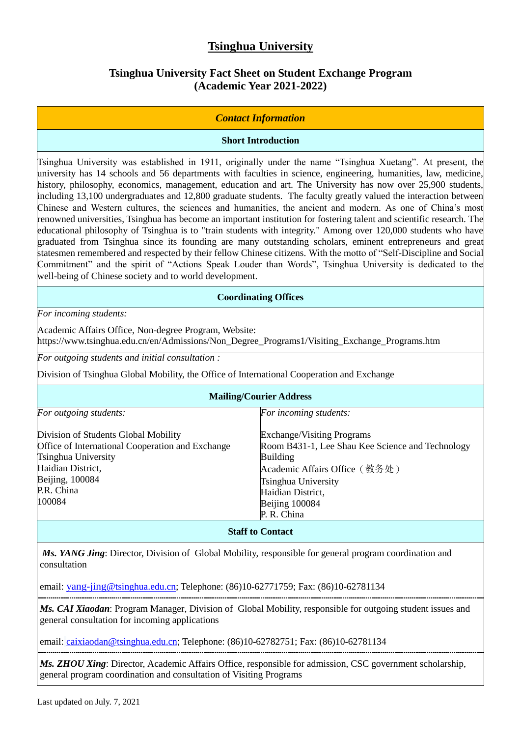# Tsinghua University

## Tsinghua University Fact Sheet on Student Exchange Program (Academic Year 2021-2022)

### *Contact Information*

#### Short Introduction

Tsinghua University was established in 1911, originally under the name "Tsinghua Xuetang". At present, the university has 14 schools and 56 departments with faculties in science, engineering, humanities, law, medicine, history, philosophy, economics, management, education and art. The University has now over 25,900 students, including 13,100 undergraduates and 12,800 graduate students. The faculty greatly valued the interaction between Chinese and Western cultures, the sciences and humanities, the ancient and modern. As one of China's most renowned universities, Tsinghua has become an important institution for fostering talent and scientific research. The educational philosophy of Tsinghua is to "train students with integrity." Among over 120,000 students who have graduated from Tsinghua since its founding are many outstanding scholars, eminent entrepreneurs and great statesmen remembered and respected by their fellow Chinese citizens. With the motto of "Self-Discipline and Social Commitment" and the spirit of "Actions Speak Louder than Words", Tsinghua University is dedicated to the well-being of Chinese society and to world development.

#### Coordinating Offices

*For incoming students:*

Academic Affairs Office, Non-degree Program, Website:
https://www.tsinghua.edu.cn/en/Admissions/Non_Degree_Programs1/Visiting_Exchange_Programs.htm

*For outgoing students and initial consultation :*

Division of Tsinghua Global Mobility, the Office of International Cooperation and Exchange

#### Mailing/Courier Address

| *For outgoing students:* | *For incoming students:* |
|---|---|
| Division of Students Global Mobility<br>Office of International Cooperation and Exchange<br>Tsinghua University<br>Haidian District,<br>Beijing, 100084<br>P.R. China<br>100084 | Exchange/Visiting Programs<br>Room B431-1, Lee Shau Kee Science and Technology Building<br>Academic Affairs Office（教务处）<br>Tsinghua University<br>Haidian District,<br>Beijing 100084<br>P. R. China |

#### Staff to Contact

***Ms. YANG Jing***: Director, Division of Global Mobility, responsible for general program coordination and consultation

email: yang-jing@tsinghua.edu.cn; Telephone: (86)10-62771759; Fax: (86)10-62781134

---

***Ms. CAI Xiaodan***: Program Manager, Division of Global Mobility, responsible for outgoing student issues and general consultation for incoming applications

email: caixiaodan@tsinghua.edu.cn; Telephone: (86)10-62782751; Fax: (86)10-62781134

---

***Ms. ZHOU Xing***: Director, Academic Affairs Office, responsible for admission, CSC government scholarship, general program coordination and consultation of Visiting Programs

Last updated on July. 7, 2021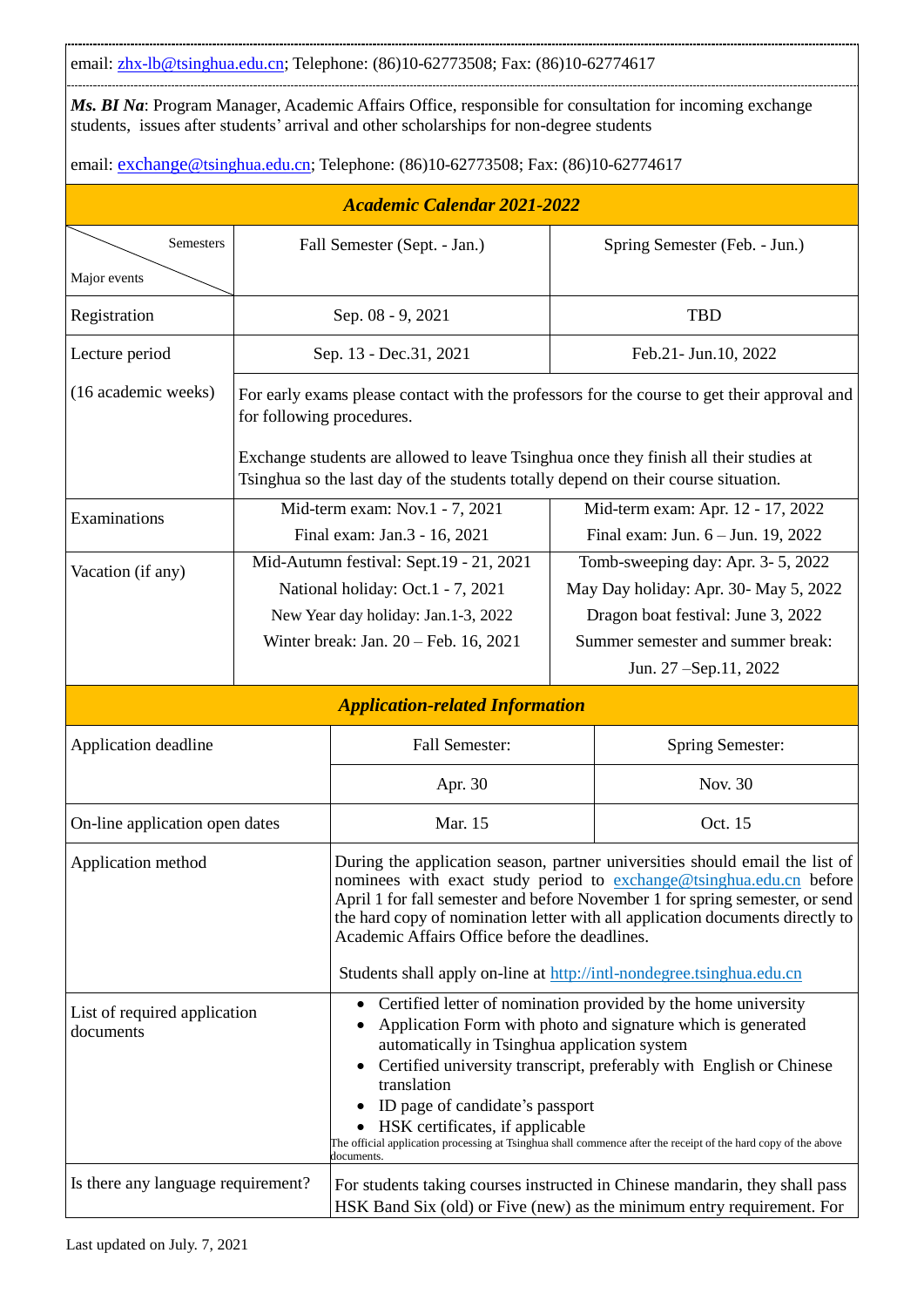email: zhx-lb@tsinghua.edu.cn; Telephone: (86)10-62773508; Fax: (86)10-62774617

***Ms. BI Na***: Program Manager, Academic Affairs Office, responsible for consultation for incoming exchange students, issues after students' arrival and other scholarships for non-degree students

email: exchange@tsinghua.edu.cn; Telephone: (86)10-62773508; Fax: (86)10-62774617

***Academic Calendar 2021-2022***

| Major events \ Semesters | Fall Semester (Sept. - Jan.) | Spring Semester (Feb. - Jun.) |
|---|---|---|
| Registration | Sep. 08 - 9, 2021 | TBD |
| Lecture period | Sep. 13 - Dec.31, 2021 | Feb.21- Jun.10, 2022 |
| (16 academic weeks) | For early exams please contact with the professors for the course to get their approval and for following procedures.<br><br>Exchange students are allowed to leave Tsinghua once they finish all their studies at Tsinghua so the last day of the students totally depend on their course situation. | |
| Examinations | Mid-term exam: Nov.1 - 7, 2021<br>Final exam: Jan.3 - 16, 2021 | Mid-term exam: Apr. 12 - 17, 2022<br>Final exam: Jun. 6 – Jun. 19, 2022 |
| Vacation (if any) | Mid-Autumn festival: Sept.19 - 21, 2021<br>National holiday: Oct.1 - 7, 2021<br>New Year day holiday: Jan.1-3, 2022<br>Winter break: Jan. 20 – Feb. 16, 2021 | Tomb-sweeping day: Apr. 3- 5, 2022<br>May Day holiday: Apr. 30- May 5, 2022<br>Dragon boat festival: June 3, 2022<br>Summer semester and summer break:<br>Jun. 27 –Sep.11, 2022 |

***Application-related Information***

| | Fall Semester: | Spring Semester: |
|---|---|---|
| Application deadline | Apr. 30 | Nov. 30 |
| On-line application open dates | Mar. 15 | Oct. 15 |
| Application method | During the application season, partner universities should email the list of nominees with exact study period to exchange@tsinghua.edu.cn before April 1 for fall semester and before November 1 for spring semester, or send the hard copy of nomination letter with all application documents directly to Academic Affairs Office before the deadlines.<br><br>Students shall apply on-line at http://intl-nondegree.tsinghua.edu.cn | |
| List of required application documents | • Certified letter of nomination provided by the home university<br>• Application Form with photo and signature which is generated automatically in Tsinghua application system<br>• Certified university transcript, preferably with English or Chinese translation<br>• ID page of candidate's passport<br>• HSK certificates, if applicable<br>The official application processing at Tsinghua shall commence after the receipt of the hard copy of the above documents. | |
| Is there any language requirement? | For students taking courses instructed in Chinese mandarin, they shall pass HSK Band Six (old) or Five (new) as the minimum entry requirement. For | |

Last updated on July. 7, 2021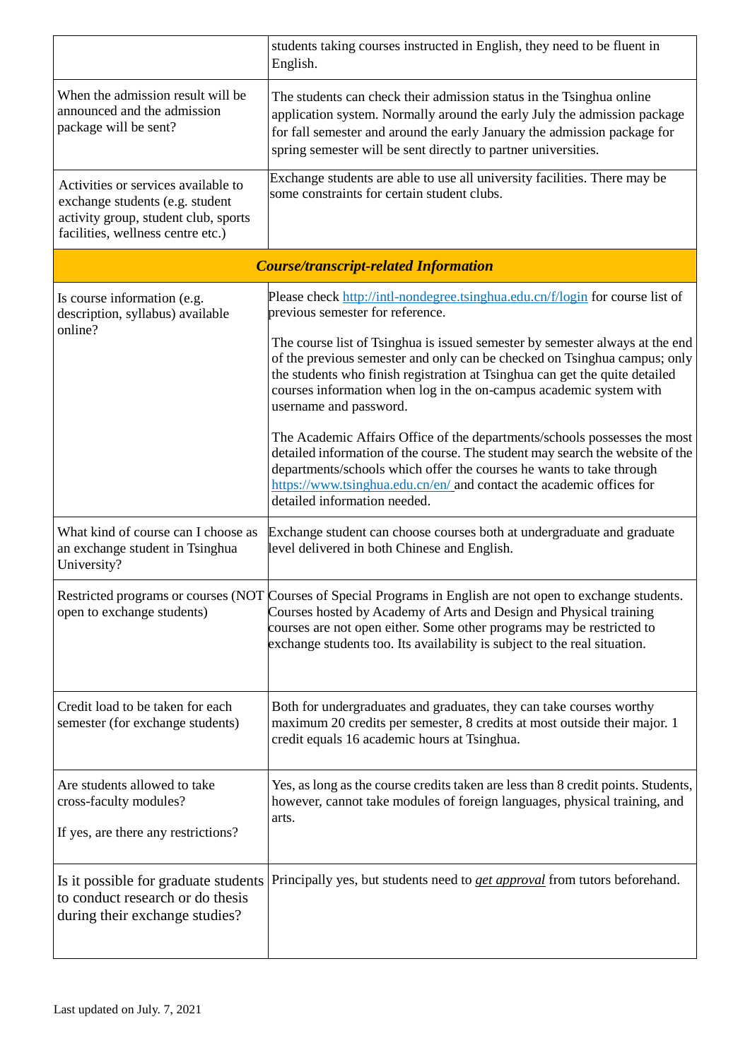| | |
|---|---|
| | students taking courses instructed in English, they need to be fluent in English. |
| When the admission result will be announced and the admission package will be sent? | The students can check their admission status in the Tsinghua online application system. Normally around the early July the admission package for fall semester and around the early January the admission package for spring semester will be sent directly to partner universities. |
| Activities or services available to exchange students (e.g. student activity group, student club, sports facilities, wellness centre etc.) | Exchange students are able to use all university facilities. There may be some constraints for certain student clubs. |
| ***Course/transcript-related Information*** | |
| Is course information (e.g. description, syllabus) available online? | Please check [http://intl-nondegree.tsinghua.edu.cn/f/login](http://intl-nondegree.tsinghua.edu.cn/f/login) for course list of previous semester for reference.<br><br>The course list of Tsinghua is issued semester by semester always at the end of the previous semester and only can be checked on Tsinghua campus; only the students who finish registration at Tsinghua can get the quite detailed courses information when log in the on-campus academic system with username and password.<br><br>The Academic Affairs Office of the departments/schools possesses the most detailed information of the course. The student may search the website of the departments/schools which offer the courses he wants to take through [https://www.tsinghua.edu.cn/en/](https://www.tsinghua.edu.cn/en/) and contact the academic offices for detailed information needed. |
| What kind of course can I choose as an exchange student in Tsinghua University? | Exchange student can choose courses both at undergraduate and graduate level delivered in both Chinese and English. |
| Restricted programs or courses (NOT open to exchange students) | Courses of Special Programs in English are not open to exchange students. Courses hosted by Academy of Arts and Design and Physical training courses are not open either. Some other programs may be restricted to exchange students too. Its availability is subject to the real situation. |
| Credit load to be taken for each semester (for exchange students) | Both for undergraduates and graduates, they can take courses worthy maximum 20 credits per semester, 8 credits at most outside their major. 1 credit equals 16 academic hours at Tsinghua. |
| Are students allowed to take cross-faculty modules?<br><br>If yes, are there any restrictions? | Yes, as long as the course credits taken are less than 8 credit points. Students, however, cannot take modules of foreign languages, physical training, and arts. |
| Is it possible for graduate students to conduct research or do thesis during their exchange studies? | Principally yes, but students need to *get approval* from tutors beforehand. |

Last updated on July. 7, 2021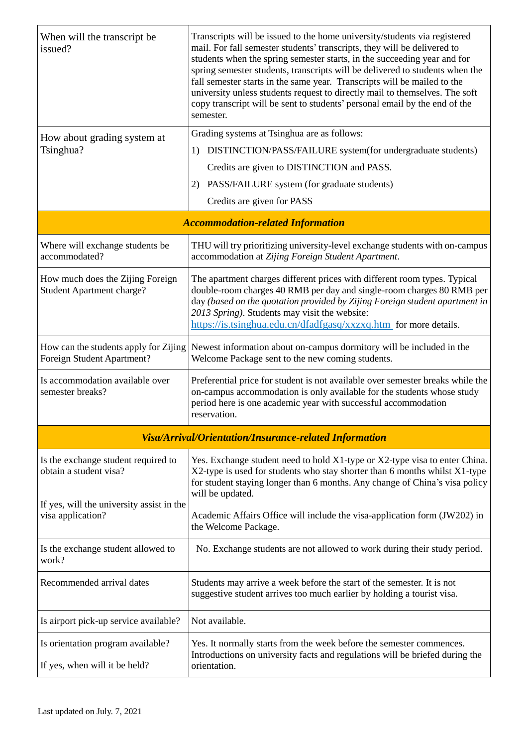| | |
|---|---|
| When will the transcript be issued? | Transcripts will be issued to the home university/students via registered mail. For fall semester students' transcripts, they will be delivered to students when the spring semester starts, in the succeeding year and for spring semester students, transcripts will be delivered to students when the fall semester starts in the same year. Transcripts will be mailed to the university unless students request to directly mail to themselves. The soft copy transcript will be sent to students' personal email by the end of the semester. |
| How about grading system at Tsinghua? | Grading systems at Tsinghua are as follows:<br>1) DISTINCTION/PASS/FAILURE system(for undergraduate students)<br>Credits are given to DISTINCTION and PASS.<br>2) PASS/FAILURE system (for graduate students)<br>Credits are given for PASS |
| ***Accommodation-related Information*** | |
| Where will exchange students be accommodated? | THU will try prioritizing university-level exchange students with on-campus accommodation at *Zijing Foreign Student Apartment*. |
| How much does the Zijing Foreign Student Apartment charge? | The apartment charges different prices with different room types. Typical double-room charges 40 RMB per day and single-room charges 80 RMB per day *(based on the quotation provided by Zijing Foreign student apartment in 2013 Spring)*. Students may visit the website: https://is.tsinghua.edu.cn/dfadfgasq/xxzxq.htm for more details. |
| How can the students apply for Zijing Foreign Student Apartment? | Newest information about on-campus dormitory will be included in the Welcome Package sent to the new coming students. |
| Is accommodation available over semester breaks? | Preferential price for student is not available over semester breaks while the on-campus accommodation is only available for the students whose study period here is one academic year with successful accommodation reservation. |
| ***Visa/Arrival/Orientation/Insurance-related Information*** | |
| Is the exchange student required to obtain a student visa?<br><br>If yes, will the university assist in the visa application? | Yes. Exchange student need to hold X1-type or X2-type visa to enter China. X2-type is used for students who stay shorter than 6 months whilst X1-type for student staying longer than 6 months. Any change of China's visa policy will be updated.<br><br>Academic Affairs Office will include the visa-application form (JW202) in the Welcome Package. |
| Is the exchange student allowed to work? | No. Exchange students are not allowed to work during their study period. |
| Recommended arrival dates | Students may arrive a week before the start of the semester. It is not suggestive student arrives too much earlier by holding a tourist visa. |
| Is airport pick-up service available? | Not available. |
| Is orientation program available?<br><br>If yes, when will it be held? | Yes. It normally starts from the week before the semester commences. Introductions on university facts and regulations will be briefed during the orientation. |

Last updated on July. 7, 2021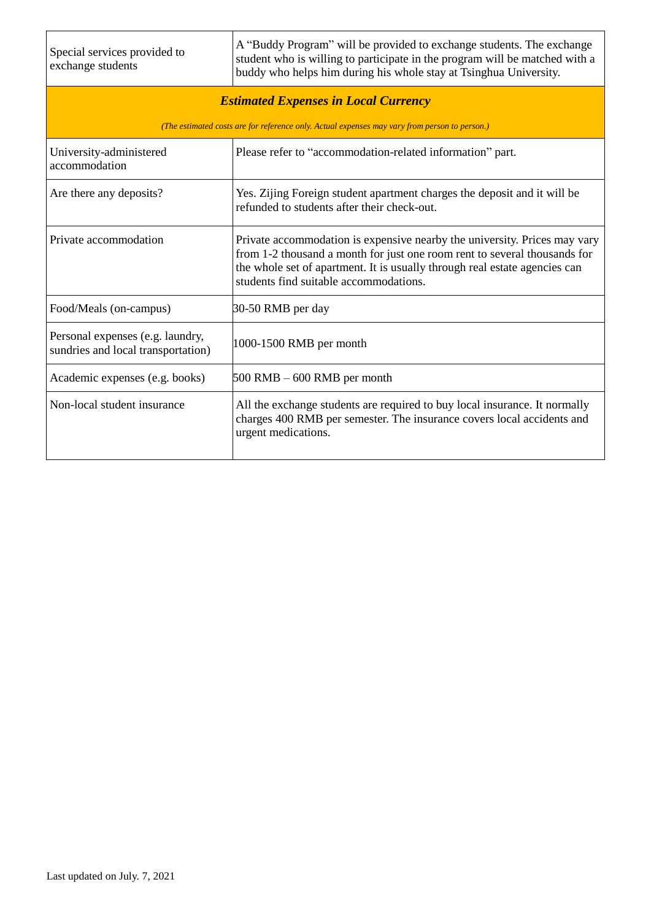| | |
|---|---|
| Special services provided to exchange students | A "Buddy Program" will be provided to exchange students. The exchange student who is willing to participate in the program will be matched with a buddy who helps him during his whole stay at Tsinghua University. |
| ***Estimated Expenses in Local Currency*** *(The estimated costs are for reference only. Actual expenses may vary from person to person.)* | |
| University-administered accommodation | Please refer to "accommodation-related information" part. |
| Are there any deposits? | Yes. Zijing Foreign student apartment charges the deposit and it will be refunded to students after their check-out. |
| Private accommodation | Private accommodation is expensive nearby the university. Prices may vary from 1-2 thousand a month for just one room rent to several thousands for the whole set of apartment. It is usually through real estate agencies can students find suitable accommodations. |
| Food/Meals (on-campus) | 30-50 RMB per day |
| Personal expenses (e.g. laundry, sundries and local transportation) | 1000-1500 RMB per month |
| Academic expenses (e.g. books) | 500 RMB – 600 RMB per month |
| Non-local student insurance | All the exchange students are required to buy local insurance. It normally charges 400 RMB per semester. The insurance covers local accidents and urgent medications. |

Last updated on July. 7, 2021